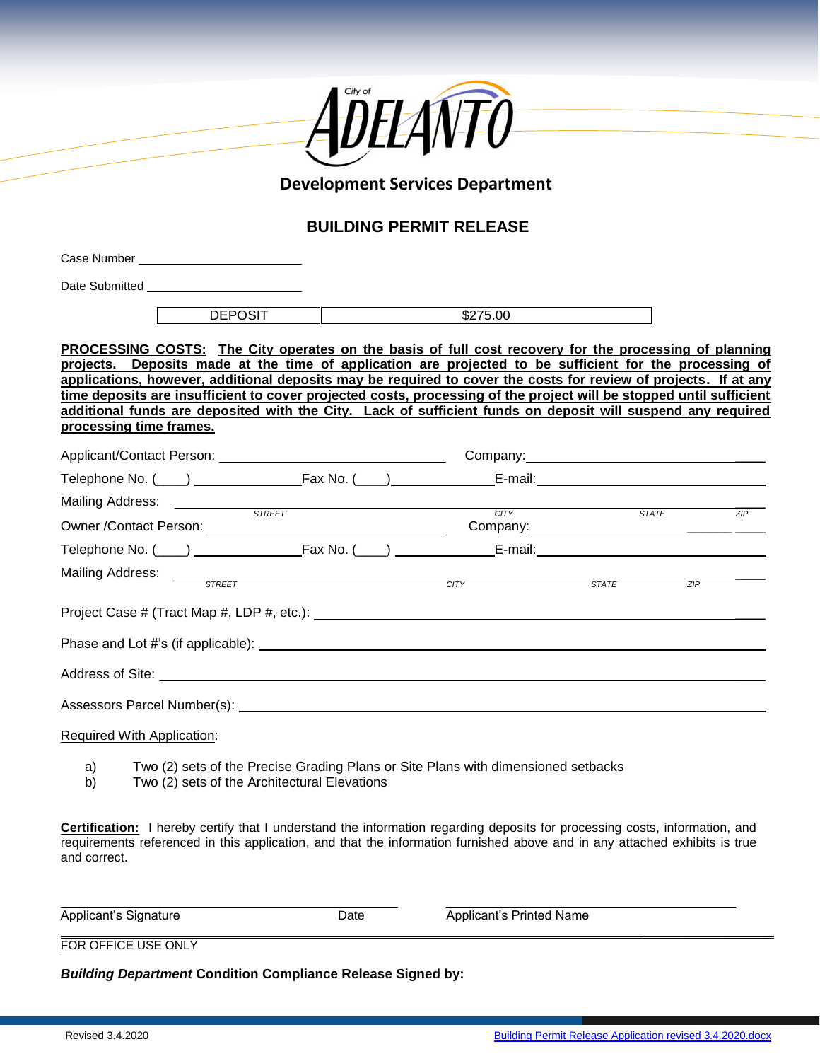City of ADELANTO

**Development Services Department**

## BUILDING PERMIT RELEASE

Case Number ____________________

Date Submitted ____________________

| DEPOSIT | $275.00 |
|---|---|

**PROCESSING COSTS: The City operates on the basis of full cost recovery for the processing of planning projects. Deposits made at the time of application are projected to be sufficient for the processing of applications, however, additional deposits may be required to cover the costs for review of projects. If at any time deposits are insufficient to cover projected costs, processing of the project will be stopped until sufficient additional funds are deposited with the City. Lack of sufficient funds on deposit will suspend any required processing time frames.**

Applicant/Contact Person: ____________________ Company: ____________________

Telephone No. (____) ____________ Fax No. (____) ____________ E-mail: ____________________

Mailing Address: ____________________
STREET CITY STATE ZIP

Owner /Contact Person: ____________________ Company: ____________________

Telephone No. (____) ____________ Fax No. (____) ____________ E-mail: ____________________

Mailing Address: ____________________
STREET CITY STATE ZIP

Project Case # (Tract Map #, LDP #, etc.): ____________________

Phase and Lot #'s (if applicable): ____________________

Address of Site: ____________________

Assessors Parcel Number(s): ____________________

Required With Application:

a) Two (2) sets of the Precise Grading Plans or Site Plans with dimensioned setbacks
b) Two (2) sets of the Architectural Elevations

**Certification:** I hereby certify that I understand the information regarding deposits for processing costs, information, and requirements referenced in this application, and that the information furnished above and in any attached exhibits is true and correct.

Applicant's Signature ____________ Date ____________ Applicant's Printed Name ____________

FOR OFFICE USE ONLY

***Building Department*** **Condition Compliance Release Signed by:**

Revised 3.4.2020 Building Permit Release Application revised 3.4.2020.docx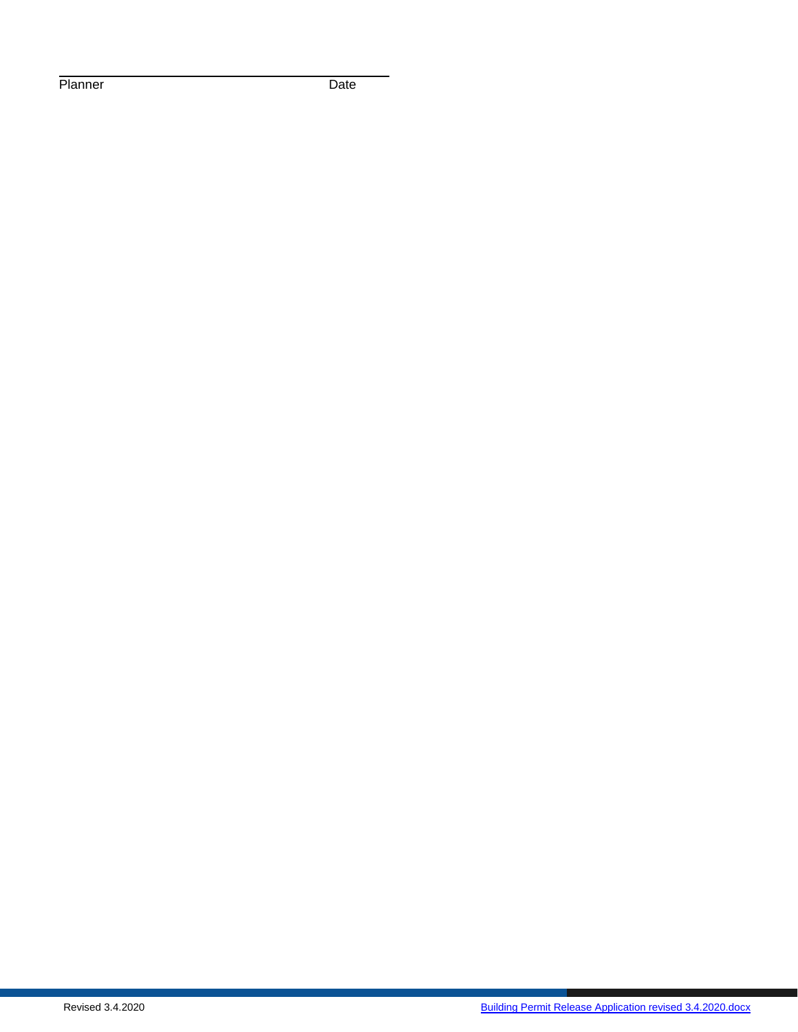\_\_\_\_\_\_\_\_\_\_\_\_\_\_\_\_\_\_\_\_\_\_\_\_\_\_\_\_\_\_\_\_\_\_\_\_\_\_\_\_\_\_\_\_

Planner Date